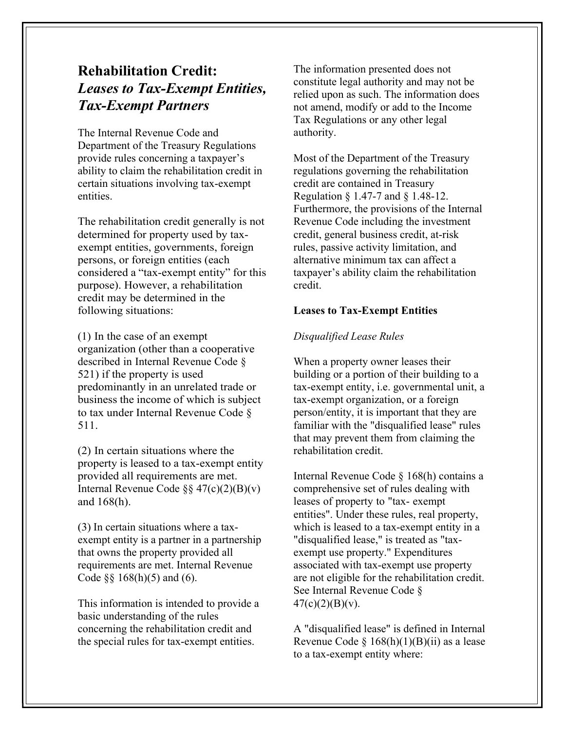# Rehabilitation Credit: *Leases to Tax-Exempt Entities, Tax-Exempt Partners*

The Internal Revenue Code and Department of the Treasury Regulations provide rules concerning a taxpayer's ability to claim the rehabilitation credit in certain situations involving tax-exempt entities.

The rehabilitation credit generally is not determined for property used by tax-exempt entities, governments, foreign persons, or foreign entities (each considered a "tax-exempt entity" for this purpose). However, a rehabilitation credit may be determined in the following situations:

(1) In the case of an exempt organization (other than a cooperative described in Internal Revenue Code § 521) if the property is used predominantly in an unrelated trade or business the income of which is subject to tax under Internal Revenue Code § 511.

(2) In certain situations where the property is leased to a tax-exempt entity provided all requirements are met. Internal Revenue Code §§ 47(c)(2)(B)(v) and 168(h).

(3) In certain situations where a tax-exempt entity is a partner in a partnership that owns the property provided all requirements are met. Internal Revenue Code §§ 168(h)(5) and (6).

This information is intended to provide a basic understanding of the rules concerning the rehabilitation credit and the special rules for tax-exempt entities. The information presented does not constitute legal authority and may not be relied upon as such. The information does not amend, modify or add to the Income Tax Regulations or any other legal authority.

Most of the Department of the Treasury regulations governing the rehabilitation credit are contained in Treasury Regulation § 1.47-7 and § 1.48-12. Furthermore, the provisions of the Internal Revenue Code including the investment credit, general business credit, at-risk rules, passive activity limitation, and alternative minimum tax can affect a taxpayer's ability claim the rehabilitation credit.

**Leases to Tax-Exempt Entities**

*Disqualified Lease Rules*

When a property owner leases their building or a portion of their building to a tax-exempt entity, i.e. governmental unit, a tax-exempt organization, or a foreign person/entity, it is important that they are familiar with the "disqualified lease" rules that may prevent them from claiming the rehabilitation credit.

Internal Revenue Code § 168(h) contains a comprehensive set of rules dealing with leases of property to "tax- exempt entities". Under these rules, real property, which is leased to a tax-exempt entity in a "disqualified lease," is treated as "tax-exempt use property." Expenditures associated with tax-exempt use property are not eligible for the rehabilitation credit. See Internal Revenue Code § 47(c)(2)(B)(v).

A "disqualified lease" is defined in Internal Revenue Code § 168(h)(1)(B)(ii) as a lease to a tax-exempt entity where: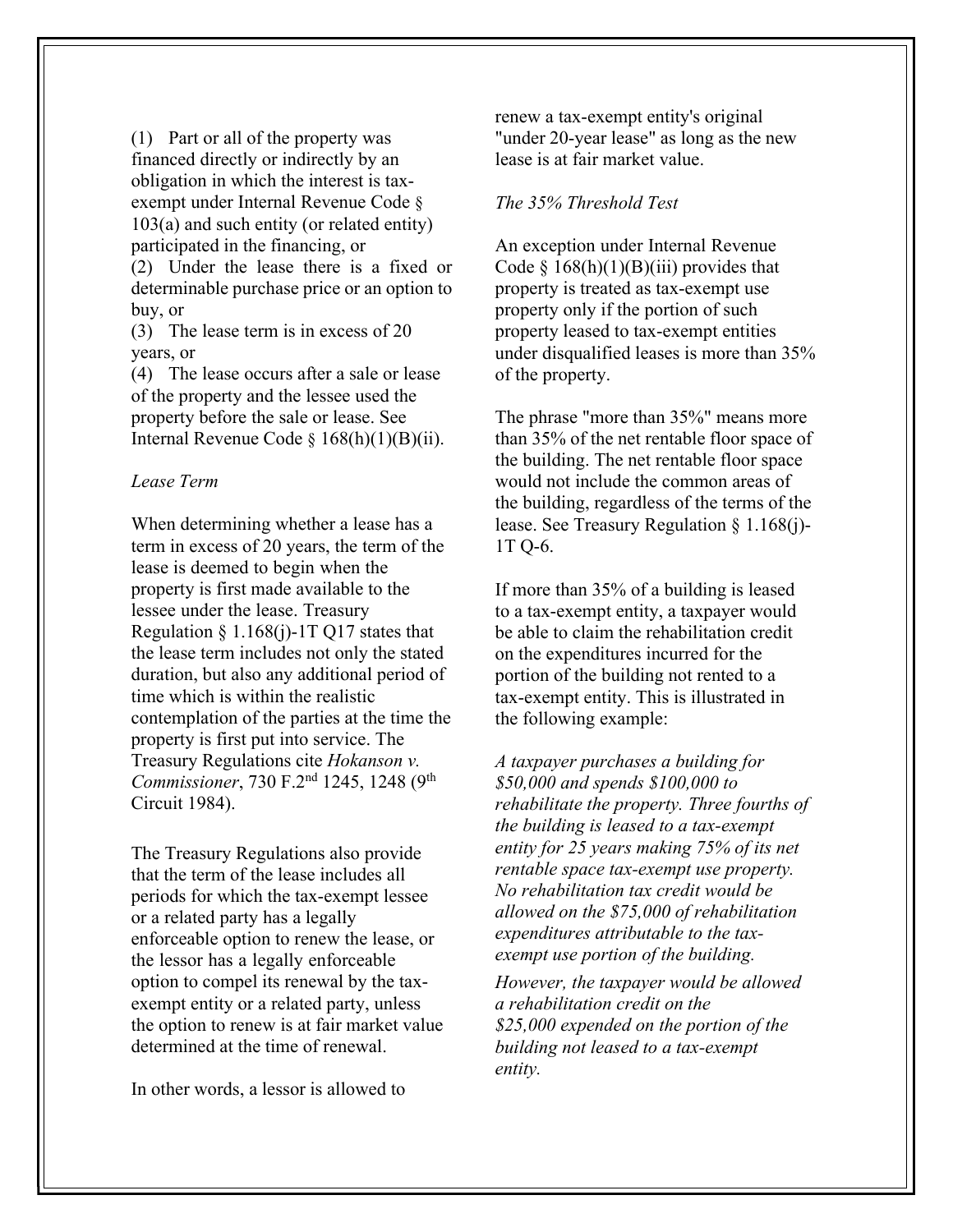(1) Part or all of the property was financed directly or indirectly by an obligation in which the interest is tax-exempt under Internal Revenue Code § 103(a) and such entity (or related entity) participated in the financing, or
(2) Under the lease there is a fixed or determinable purchase price or an option to buy, or
(3) The lease term is in excess of 20 years, or
(4) The lease occurs after a sale or lease of the property and the lessee used the property before the sale or lease. See Internal Revenue Code § 168(h)(1)(B)(ii).

*Lease Term*

When determining whether a lease has a term in excess of 20 years, the term of the lease is deemed to begin when the property is first made available to the lessee under the lease. Treasury Regulation § 1.168(j)-1T Q17 states that the lease term includes not only the stated duration, but also any additional period of time which is within the realistic contemplation of the parties at the time the property is first put into service. The Treasury Regulations cite *Hokanson v. Commissioner*, 730 F.2nd 1245, 1248 (9th Circuit 1984).

The Treasury Regulations also provide that the term of the lease includes all periods for which the tax-exempt lessee or a related party has a legally enforceable option to renew the lease, or the lessor has a legally enforceable option to compel its renewal by the tax-exempt entity or a related party, unless the option to renew is at fair market value determined at the time of renewal.

In other words, a lessor is allowed to renew a tax-exempt entity's original "under 20-year lease" as long as the new lease is at fair market value.

*The 35% Threshold Test*

An exception under Internal Revenue Code § 168(h)(1)(B)(iii) provides that property is treated as tax-exempt use property only if the portion of such property leased to tax-exempt entities under disqualified leases is more than 35% of the property.

The phrase "more than 35%" means more than 35% of the net rentable floor space of the building. The net rentable floor space would not include the common areas of the building, regardless of the terms of the lease. See Treasury Regulation § 1.168(j)-1T Q-6.

If more than 35% of a building is leased to a tax-exempt entity, a taxpayer would be able to claim the rehabilitation credit on the expenditures incurred for the portion of the building not rented to a tax-exempt entity. This is illustrated in the following example:

*A taxpayer purchases a building for $50,000 and spends $100,000 to rehabilitate the property. Three fourths of the building is leased to a tax-exempt entity for 25 years making 75% of its net rentable space tax-exempt use property. No rehabilitation tax credit would be allowed on the $75,000 of rehabilitation expenditures attributable to the tax-exempt use portion of the building.*

*However, the taxpayer would be allowed a rehabilitation credit on the $25,000 expended on the portion of the building not leased to a tax-exempt entity.*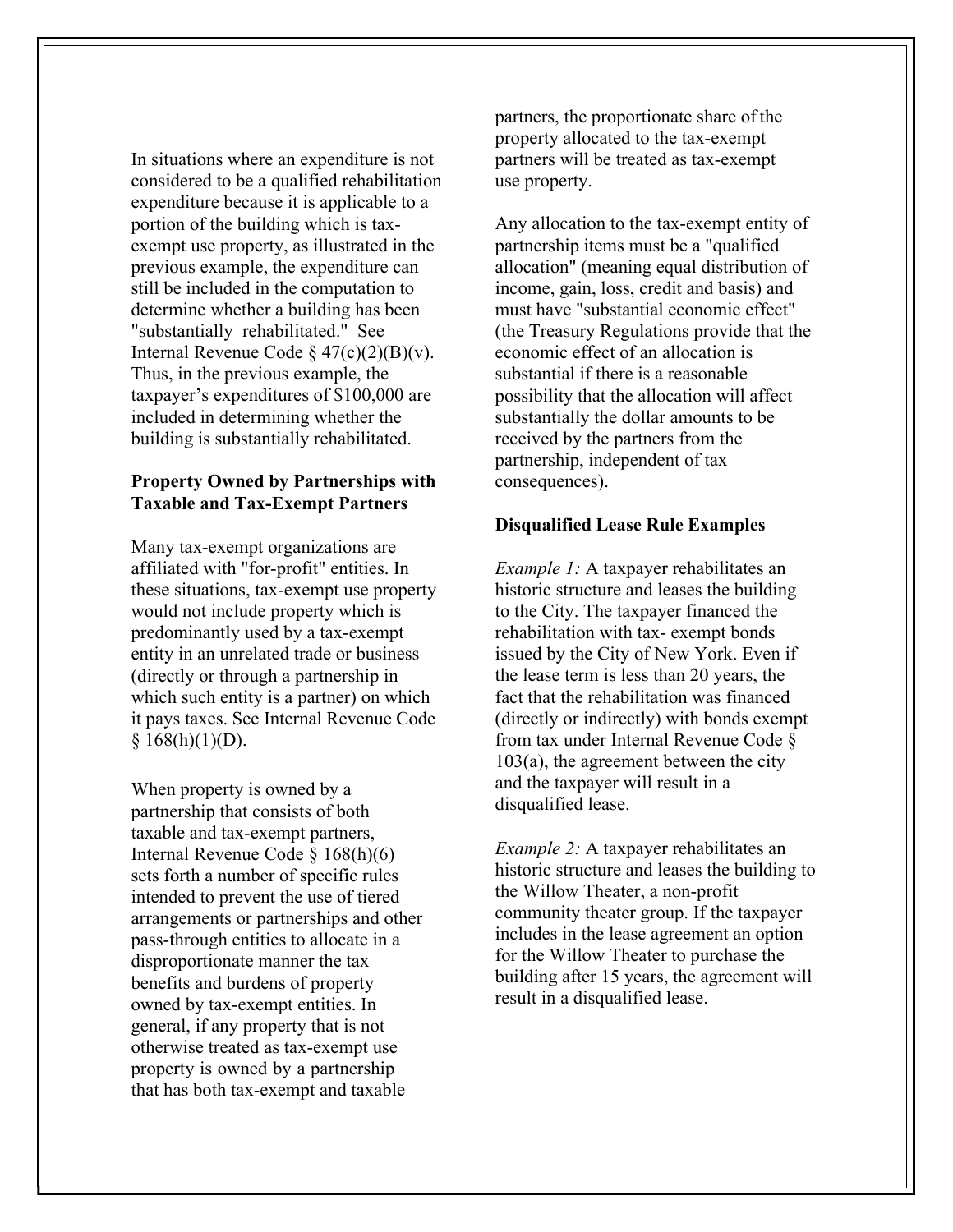In situations where an expenditure is not considered to be a qualified rehabilitation expenditure because it is applicable to a portion of the building which is tax-exempt use property, as illustrated in the previous example, the expenditure can still be included in the computation to determine whether a building has been "substantially rehabilitated." See Internal Revenue Code § 47(c)(2)(B)(v). Thus, in the previous example, the taxpayer's expenditures of $100,000 are included in determining whether the building is substantially rehabilitated.

**Property Owned by Partnerships with Taxable and Tax-Exempt Partners**

Many tax-exempt organizations are affiliated with "for-profit" entities. In these situations, tax-exempt use property would not include property which is predominantly used by a tax-exempt entity in an unrelated trade or business (directly or through a partnership in which such entity is a partner) on which it pays taxes. See Internal Revenue Code § 168(h)(1)(D).

When property is owned by a partnership that consists of both taxable and tax-exempt partners, Internal Revenue Code § 168(h)(6) sets forth a number of specific rules intended to prevent the use of tiered arrangements or partnerships and other pass-through entities to allocate in a disproportionate manner the tax benefits and burdens of property owned by tax-exempt entities. In general, if any property that is not otherwise treated as tax-exempt use property is owned by a partnership that has both tax-exempt and taxable partners, the proportionate share of the property allocated to the tax-exempt partners will be treated as tax-exempt use property.

Any allocation to the tax-exempt entity of partnership items must be a "qualified allocation" (meaning equal distribution of income, gain, loss, credit and basis) and must have "substantial economic effect" (the Treasury Regulations provide that the economic effect of an allocation is substantial if there is a reasonable possibility that the allocation will affect substantially the dollar amounts to be received by the partners from the partnership, independent of tax consequences).

**Disqualified Lease Rule Examples**

*Example 1:* A taxpayer rehabilitates an historic structure and leases the building to the City. The taxpayer financed the rehabilitation with tax- exempt bonds issued by the City of New York. Even if the lease term is less than 20 years, the fact that the rehabilitation was financed (directly or indirectly) with bonds exempt from tax under Internal Revenue Code § 103(a), the agreement between the city and the taxpayer will result in a disqualified lease.

*Example 2:* A taxpayer rehabilitates an historic structure and leases the building to the Willow Theater, a non-profit community theater group. If the taxpayer includes in the lease agreement an option for the Willow Theater to purchase the building after 15 years, the agreement will result in a disqualified lease.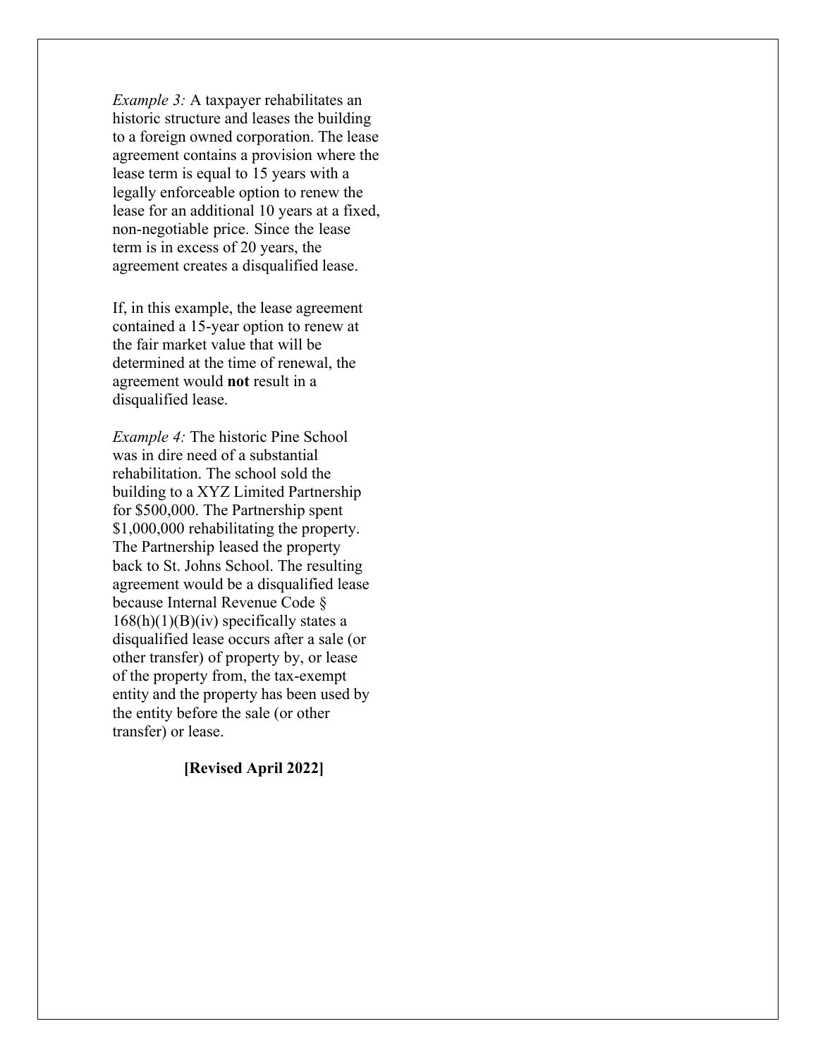*Example 3:* A taxpayer rehabilitates an historic structure and leases the building to a foreign owned corporation. The lease agreement contains a provision where the lease term is equal to 15 years with a legally enforceable option to renew the lease for an additional 10 years at a fixed, non-negotiable price. Since the lease term is in excess of 20 years, the agreement creates a disqualified lease.

If, in this example, the lease agreement contained a 15-year option to renew at the fair market value that will be determined at the time of renewal, the agreement would **not** result in a disqualified lease.

*Example 4:* The historic Pine School was in dire need of a substantial rehabilitation. The school sold the building to a XYZ Limited Partnership for $500,000. The Partnership spent $1,000,000 rehabilitating the property. The Partnership leased the property back to St. Johns School. The resulting agreement would be a disqualified lease because Internal Revenue Code § 168(h)(1)(B)(iv) specifically states a disqualified lease occurs after a sale (or other transfer) of property by, or lease of the property from, the tax-exempt entity and the property has been used by the entity before the sale (or other transfer) or lease.

**[Revised April 2022]**